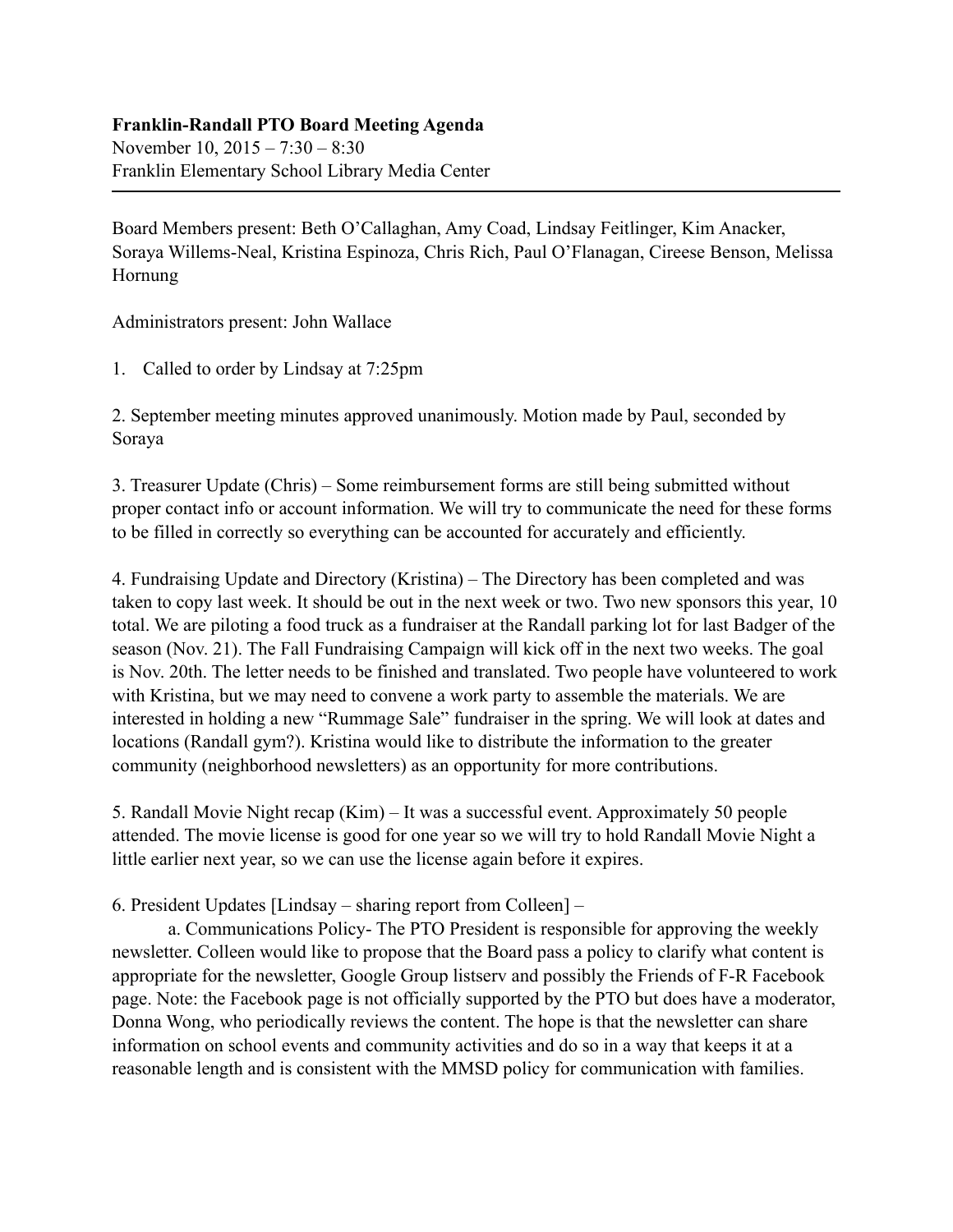**Franklin-Randall PTO Board Meeting Agenda**
November 10, 2015 – 7:30 – 8:30
Franklin Elementary School Library Media Center

---

Board Members present: Beth O'Callaghan, Amy Coad, Lindsay Feitlinger, Kim Anacker, Soraya Willems-Neal, Kristina Espinoza, Chris Rich, Paul O'Flanagan, Cireese Benson, Melissa Hornung

Administrators present: John Wallace

1. Called to order by Lindsay at 7:25pm

2. September meeting minutes approved unanimously. Motion made by Paul, seconded by Soraya

3. Treasurer Update (Chris) – Some reimbursement forms are still being submitted without proper contact info or account information. We will try to communicate the need for these forms to be filled in correctly so everything can be accounted for accurately and efficiently.

4. Fundraising Update and Directory (Kristina) – The Directory has been completed and was taken to copy last week. It should be out in the next week or two. Two new sponsors this year, 10 total. We are piloting a food truck as a fundraiser at the Randall parking lot for last Badger of the season (Nov. 21). The Fall Fundraising Campaign will kick off in the next two weeks. The goal is Nov. 20th. The letter needs to be finished and translated. Two people have volunteered to work with Kristina, but we may need to convene a work party to assemble the materials. We are interested in holding a new "Rummage Sale" fundraiser in the spring. We will look at dates and locations (Randall gym?). Kristina would like to distribute the information to the greater community (neighborhood newsletters) as an opportunity for more contributions.

5. Randall Movie Night recap (Kim) – It was a successful event. Approximately 50 people attended. The movie license is good for one year so we will try to hold Randall Movie Night a little earlier next year, so we can use the license again before it expires.

6. President Updates [Lindsay – sharing report from Colleen] –

a. Communications Policy- The PTO President is responsible for approving the weekly newsletter. Colleen would like to propose that the Board pass a policy to clarify what content is appropriate for the newsletter, Google Group listserv and possibly the Friends of F-R Facebook page. Note: the Facebook page is not officially supported by the PTO but does have a moderator, Donna Wong, who periodically reviews the content. The hope is that the newsletter can share information on school events and community activities and do so in a way that keeps it at a reasonable length and is consistent with the MMSD policy for communication with families.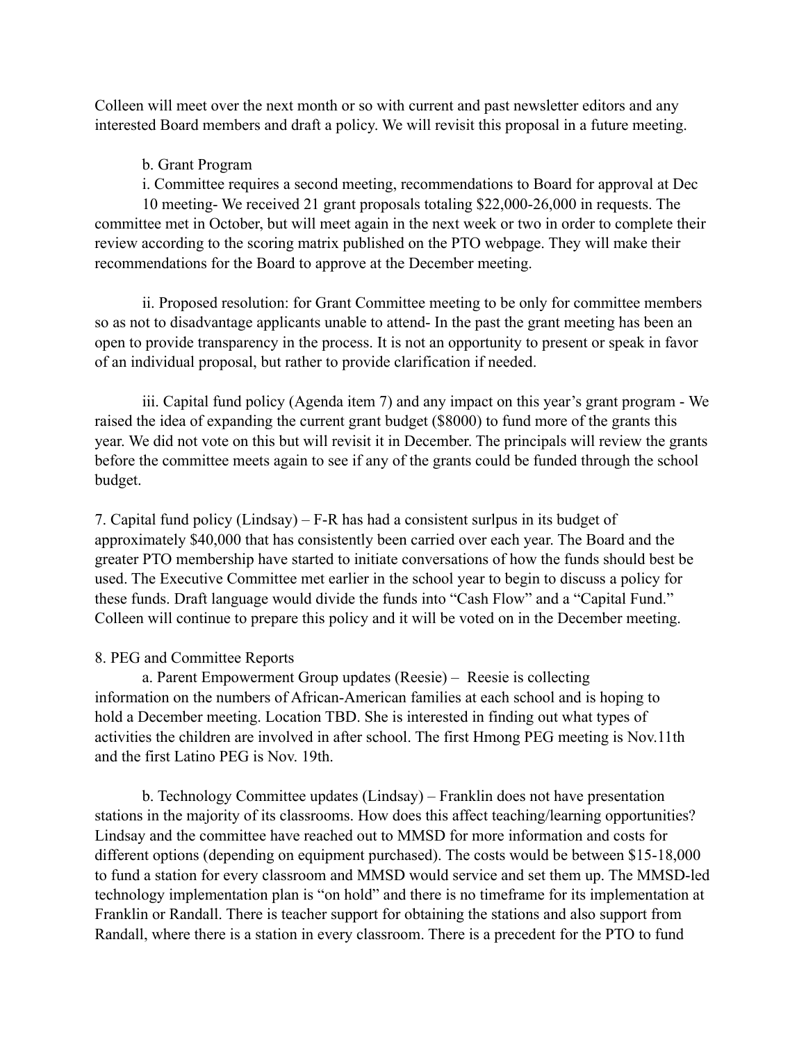Colleen will meet over the next month or so with current and past newsletter editors and any interested Board members and draft a policy. We will revisit this proposal in a future meeting.

b. Grant Program

i. Committee requires a second meeting, recommendations to Board for approval at Dec 10 meeting- We received 21 grant proposals totaling $22,000-26,000 in requests. The committee met in October, but will meet again in the next week or two in order to complete their review according to the scoring matrix published on the PTO webpage. They will make their recommendations for the Board to approve at the December meeting.

ii. Proposed resolution: for Grant Committee meeting to be only for committee members so as not to disadvantage applicants unable to attend- In the past the grant meeting has been an open to provide transparency in the process. It is not an opportunity to present or speak in favor of an individual proposal, but rather to provide clarification if needed.

iii. Capital fund policy (Agenda item 7) and any impact on this year's grant program - We raised the idea of expanding the current grant budget ($8000) to fund more of the grants this year. We did not vote on this but will revisit it in December. The principals will review the grants before the committee meets again to see if any of the grants could be funded through the school budget.

7. Capital fund policy (Lindsay) – F-R has had a consistent surlpus in its budget of approximately $40,000 that has consistently been carried over each year. The Board and the greater PTO membership have started to initiate conversations of how the funds should best be used. The Executive Committee met earlier in the school year to begin to discuss a policy for these funds. Draft language would divide the funds into "Cash Flow" and a "Capital Fund." Colleen will continue to prepare this policy and it will be voted on in the December meeting.

8. PEG and Committee Reports

a. Parent Empowerment Group updates (Reesie) – Reesie is collecting information on the numbers of African-American families at each school and is hoping to hold a December meeting. Location TBD. She is interested in finding out what types of activities the children are involved in after school. The first Hmong PEG meeting is Nov.11th and the first Latino PEG is Nov. 19th.

b. Technology Committee updates (Lindsay) – Franklin does not have presentation stations in the majority of its classrooms. How does this affect teaching/learning opportunities? Lindsay and the committee have reached out to MMSD for more information and costs for different options (depending on equipment purchased). The costs would be between $15-18,000 to fund a station for every classroom and MMSD would service and set them up. The MMSD-led technology implementation plan is "on hold" and there is no timeframe for its implementation at Franklin or Randall. There is teacher support for obtaining the stations and also support from Randall, where there is a station in every classroom. There is a precedent for the PTO to fund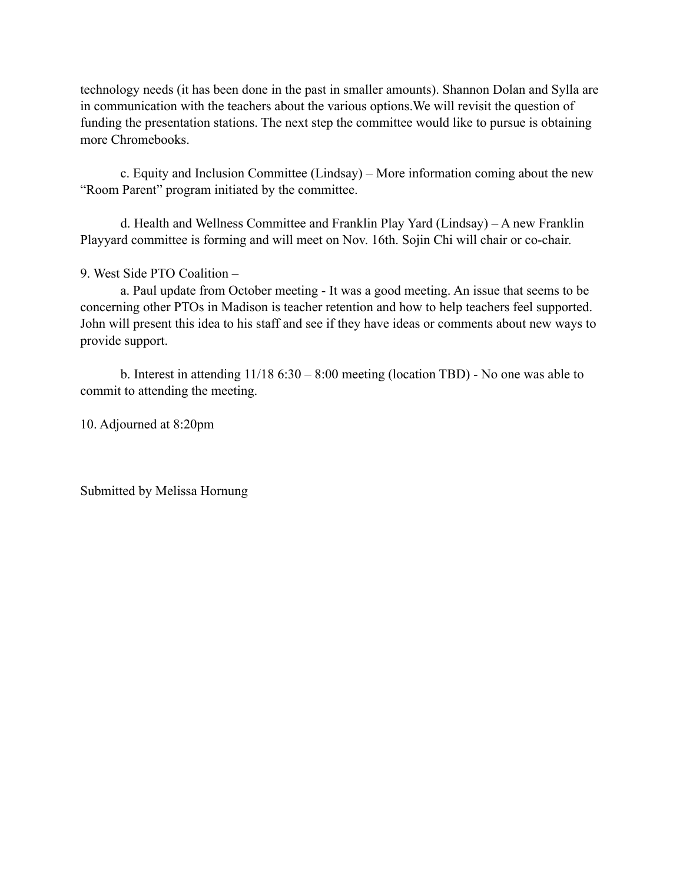technology needs (it has been done in the past in smaller amounts). Shannon Dolan and Sylla are in communication with the teachers about the various options.We will revisit the question of funding the presentation stations. The next step the committee would like to pursue is obtaining more Chromebooks.

c. Equity and Inclusion Committee (Lindsay) – More information coming about the new "Room Parent" program initiated by the committee.

d. Health and Wellness Committee and Franklin Play Yard (Lindsay) – A new Franklin Playyard committee is forming and will meet on Nov. 16th. Sojin Chi will chair or co-chair.

9. West Side PTO Coalition –

a. Paul update from October meeting - It was a good meeting. An issue that seems to be concerning other PTOs in Madison is teacher retention and how to help teachers feel supported. John will present this idea to his staff and see if they have ideas or comments about new ways to provide support.

b. Interest in attending 11/18 6:30 – 8:00 meeting (location TBD) - No one was able to commit to attending the meeting.

10. Adjourned at 8:20pm

Submitted by Melissa Hornung